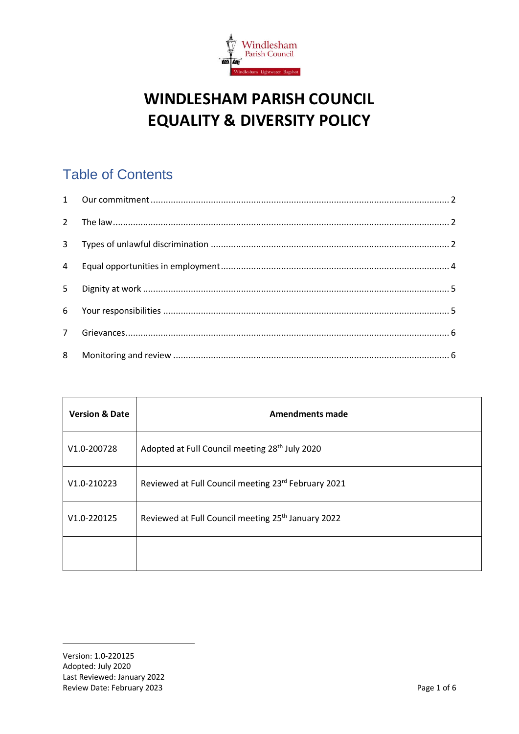Windlesham Parish Council

Windlesham Lightwater Bagshot

# WINDLESHAM PARISH COUNCIL
# EQUALITY & DIVERSITY POLICY

## Table of Contents

1 Our commitment ..... 2

2 The law ..... 2

3 Types of unlawful discrimination ..... 2

4 Equal opportunities in employment ..... 4

5 Dignity at work ..... 5

6 Your responsibilities ..... 5

7 Grievances ..... 6

8 Monitoring and review ..... 6

| Version & Date | Amendments made |
|---|---|
| V1.0-200728 | Adopted at Full Council meeting 28th July 2020 |
| V1.0-210223 | Reviewed at Full Council meeting 23rd February 2021 |
| V1.0-220125 | Reviewed at Full Council meeting 25th January 2022 |
| | |

Version: 1.0-220125
Adopted: July 2020
Last Reviewed: January 2022
Review Date: February 2023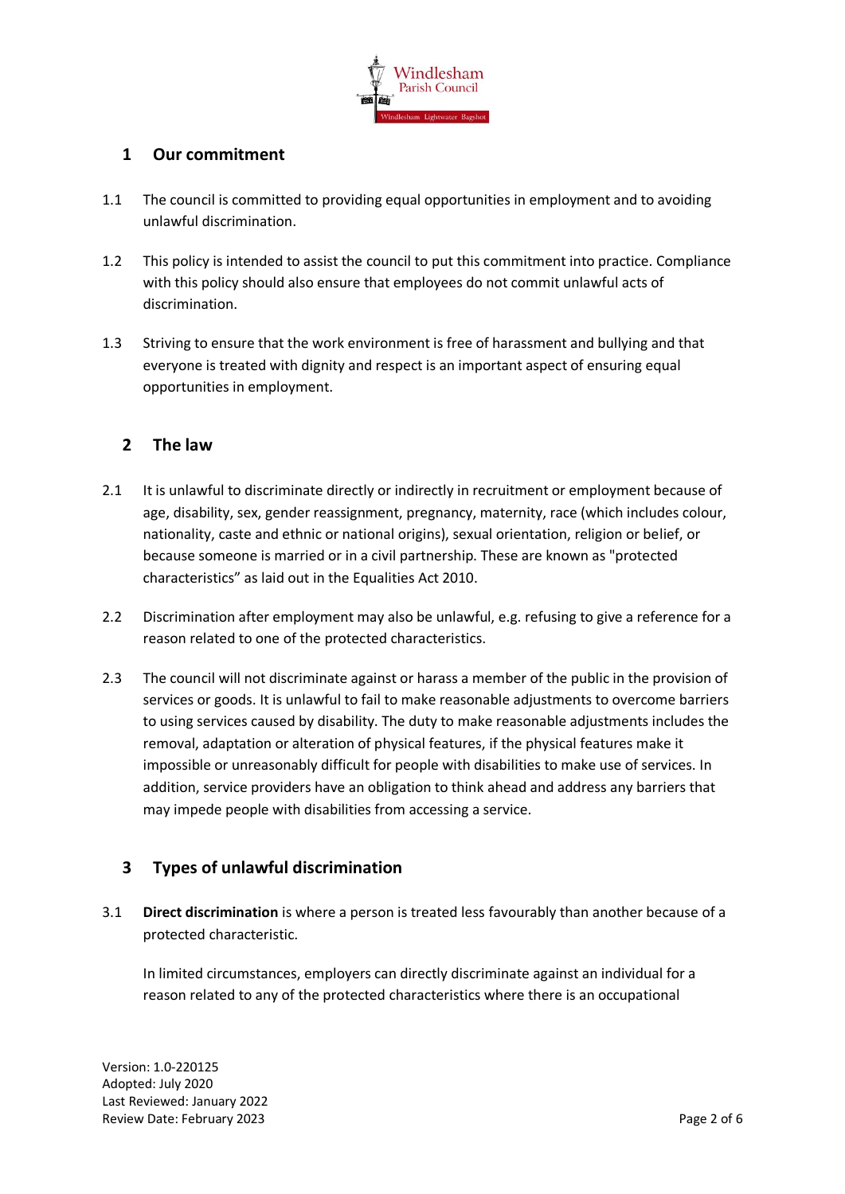## 1 Our commitment

1.1 The council is committed to providing equal opportunities in employment and to avoiding unlawful discrimination.

1.2 This policy is intended to assist the council to put this commitment into practice. Compliance with this policy should also ensure that employees do not commit unlawful acts of discrimination.

1.3 Striving to ensure that the work environment is free of harassment and bullying and that everyone is treated with dignity and respect is an important aspect of ensuring equal opportunities in employment.

## 2 The law

2.1 It is unlawful to discriminate directly or indirectly in recruitment or employment because of age, disability, sex, gender reassignment, pregnancy, maternity, race (which includes colour, nationality, caste and ethnic or national origins), sexual orientation, religion or belief, or because someone is married or in a civil partnership. These are known as "protected characteristics" as laid out in the Equalities Act 2010.

2.2 Discrimination after employment may also be unlawful, e.g. refusing to give a reference for a reason related to one of the protected characteristics.

2.3 The council will not discriminate against or harass a member of the public in the provision of services or goods. It is unlawful to fail to make reasonable adjustments to overcome barriers to using services caused by disability. The duty to make reasonable adjustments includes the removal, adaptation or alteration of physical features, if the physical features make it impossible or unreasonably difficult for people with disabilities to make use of services. In addition, service providers have an obligation to think ahead and address any barriers that may impede people with disabilities from accessing a service.

## 3 Types of unlawful discrimination

3.1 **Direct discrimination** is where a person is treated less favourably than another because of a protected characteristic.

In limited circumstances, employers can directly discriminate against an individual for a reason related to any of the protected characteristics where there is an occupational

Version: 1.0-220125
Adopted: July 2020
Last Reviewed: January 2022
Review Date: February 2023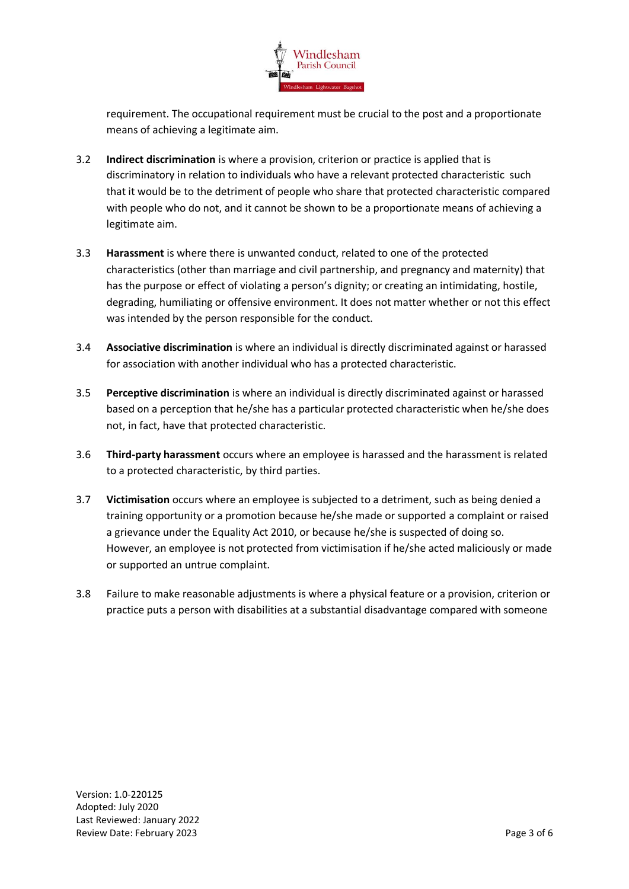requirement. The occupational requirement must be crucial to the post and a proportionate means of achieving a legitimate aim.

3.2 **Indirect discrimination** is where a provision, criterion or practice is applied that is discriminatory in relation to individuals who have a relevant protected characteristic such that it would be to the detriment of people who share that protected characteristic compared with people who do not, and it cannot be shown to be a proportionate means of achieving a legitimate aim.

3.3 **Harassment** is where there is unwanted conduct, related to one of the protected characteristics (other than marriage and civil partnership, and pregnancy and maternity) that has the purpose or effect of violating a person's dignity; or creating an intimidating, hostile, degrading, humiliating or offensive environment. It does not matter whether or not this effect was intended by the person responsible for the conduct.

3.4 **Associative discrimination** is where an individual is directly discriminated against or harassed for association with another individual who has a protected characteristic.

3.5 **Perceptive discrimination** is where an individual is directly discriminated against or harassed based on a perception that he/she has a particular protected characteristic when he/she does not, in fact, have that protected characteristic.

3.6 **Third-party harassment** occurs where an employee is harassed and the harassment is related to a protected characteristic, by third parties.

3.7 **Victimisation** occurs where an employee is subjected to a detriment, such as being denied a training opportunity or a promotion because he/she made or supported a complaint or raised a grievance under the Equality Act 2010, or because he/she is suspected of doing so. However, an employee is not protected from victimisation if he/she acted maliciously or made or supported an untrue complaint.

3.8 Failure to make reasonable adjustments is where a physical feature or a provision, criterion or practice puts a person with disabilities at a substantial disadvantage compared with someone

Version: 1.0-220125
Adopted: July 2020
Last Reviewed: January 2022
Review Date: February 2023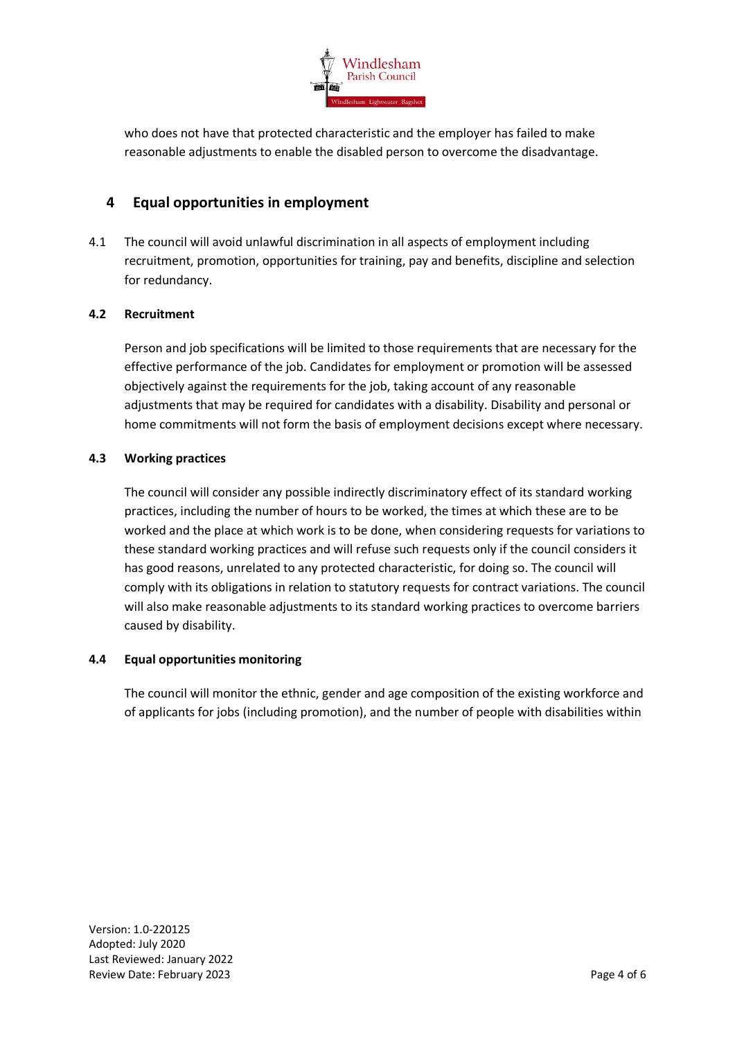who does not have that protected characteristic and the employer has failed to make reasonable adjustments to enable the disabled person to overcome the disadvantage.

## 4 Equal opportunities in employment

4.1 The council will avoid unlawful discrimination in all aspects of employment including recruitment, promotion, opportunities for training, pay and benefits, discipline and selection for redundancy.

### 4.2 Recruitment

Person and job specifications will be limited to those requirements that are necessary for the effective performance of the job. Candidates for employment or promotion will be assessed objectively against the requirements for the job, taking account of any reasonable adjustments that may be required for candidates with a disability. Disability and personal or home commitments will not form the basis of employment decisions except where necessary.

### 4.3 Working practices

The council will consider any possible indirectly discriminatory effect of its standard working practices, including the number of hours to be worked, the times at which these are to be worked and the place at which work is to be done, when considering requests for variations to these standard working practices and will refuse such requests only if the council considers it has good reasons, unrelated to any protected characteristic, for doing so. The council will comply with its obligations in relation to statutory requests for contract variations. The council will also make reasonable adjustments to its standard working practices to overcome barriers caused by disability.

### 4.4 Equal opportunities monitoring

The council will monitor the ethnic, gender and age composition of the existing workforce and of applicants for jobs (including promotion), and the number of people with disabilities within

Version: 1.0-220125
Adopted: July 2020
Last Reviewed: January 2022
Review Date: February 2023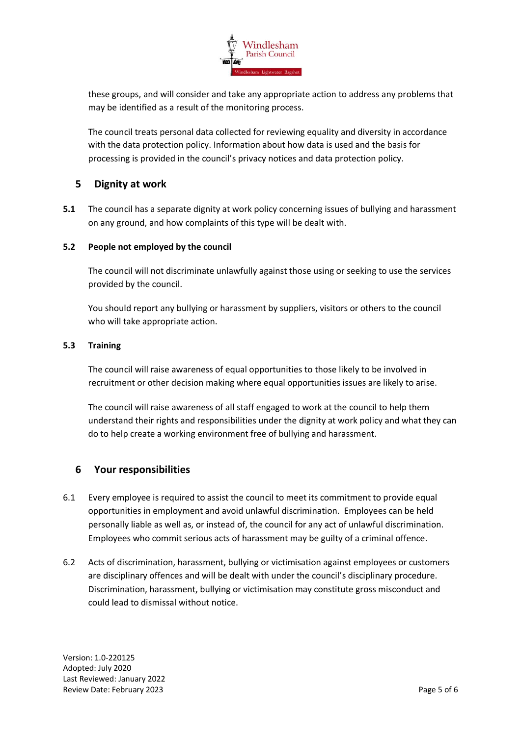these groups, and will consider and take any appropriate action to address any problems that may be identified as a result of the monitoring process.

The council treats personal data collected for reviewing equality and diversity in accordance with the data protection policy. Information about how data is used and the basis for processing is provided in the council's privacy notices and data protection policy.

## 5 Dignity at work

**5.1** The council has a separate dignity at work policy concerning issues of bullying and harassment on any ground, and how complaints of this type will be dealt with.

**5.2 People not employed by the council**

The council will not discriminate unlawfully against those using or seeking to use the services provided by the council.

You should report any bullying or harassment by suppliers, visitors or others to the council who will take appropriate action.

**5.3 Training**

The council will raise awareness of equal opportunities to those likely to be involved in recruitment or other decision making where equal opportunities issues are likely to arise.

The council will raise awareness of all staff engaged to work at the council to help them understand their rights and responsibilities under the dignity at work policy and what they can do to help create a working environment free of bullying and harassment.

## 6 Your responsibilities

6.1 Every employee is required to assist the council to meet its commitment to provide equal opportunities in employment and avoid unlawful discrimination. Employees can be held personally liable as well as, or instead of, the council for any act of unlawful discrimination. Employees who commit serious acts of harassment may be guilty of a criminal offence.

6.2 Acts of discrimination, harassment, bullying or victimisation against employees or customers are disciplinary offences and will be dealt with under the council's disciplinary procedure. Discrimination, harassment, bullying or victimisation may constitute gross misconduct and could lead to dismissal without notice.

Version: 1.0-220125
Adopted: July 2020
Last Reviewed: January 2022
Review Date: February 2023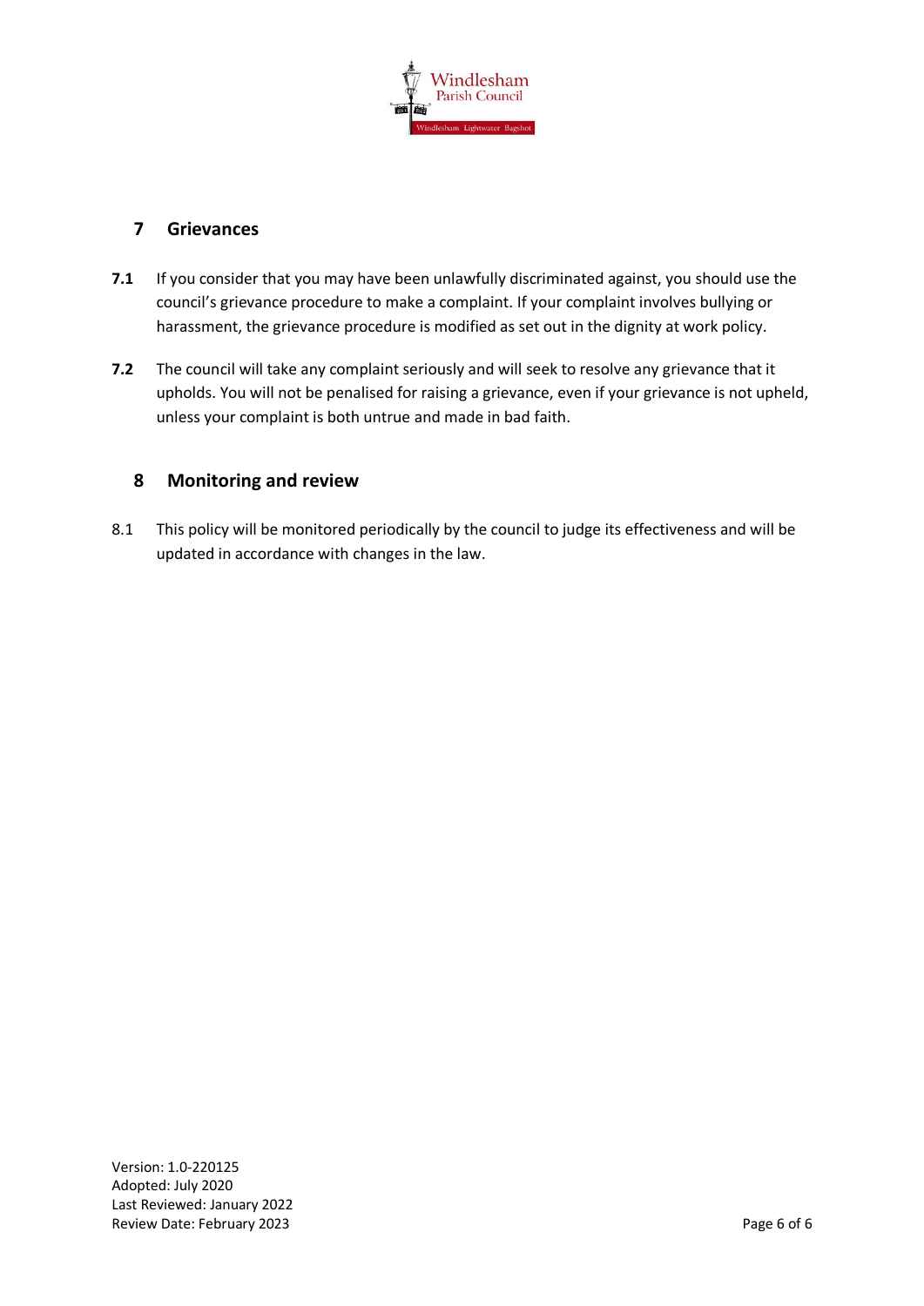## 7 Grievances

**7.1** If you consider that you may have been unlawfully discriminated against, you should use the council's grievance procedure to make a complaint. If your complaint involves bullying or harassment, the grievance procedure is modified as set out in the dignity at work policy.

**7.2** The council will take any complaint seriously and will seek to resolve any grievance that it upholds. You will not be penalised for raising a grievance, even if your grievance is not upheld, unless your complaint is both untrue and made in bad faith.

## 8 Monitoring and review

8.1 This policy will be monitored periodically by the council to judge its effectiveness and will be updated in accordance with changes in the law.

Version: 1.0-220125
Adopted: July 2020
Last Reviewed: January 2022
Review Date: February 2023